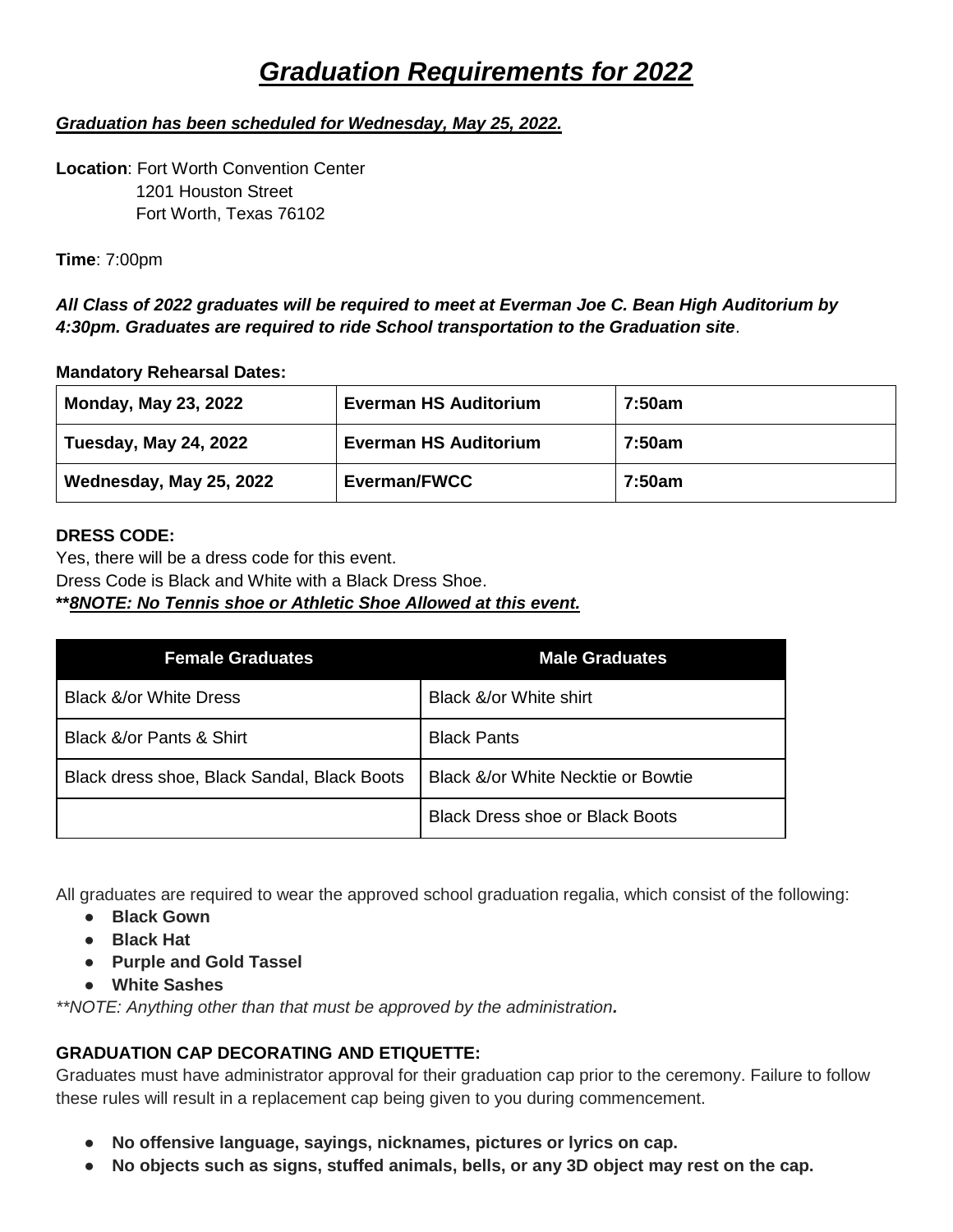# ***Graduation Requirements for 2022***

***Graduation has been scheduled for Wednesday, May 25, 2022.***

**Location**: Fort Worth Convention Center
1201 Houston Street
Fort Worth, Texas 76102

**Time**: 7:00pm

***All Class of 2022 graduates will be required to meet at Everman Joe C. Bean High Auditorium by 4:30pm. Graduates are required to ride School transportation to the Graduation site***.

**Mandatory Rehearsal Dates:**

| **Monday, May 23, 2022** | **Everman HS Auditorium** | **7:50am** |
|---|---|---|
| **Tuesday, May 24, 2022** | **Everman HS Auditorium** | **7:50am** |
| **Wednesday, May 25, 2022** | **Everman/FWCC** | **7:50am** |

**DRESS CODE:**

Yes, there will be a dress code for this event.
Dress Code is Black and White with a Black Dress Shoe.
**\*\****8NOTE: No Tennis shoe or Athletic Shoe Allowed at this event.***

| **Female Graduates** | **Male Graduates** |
|---|---|
| Black &/or White Dress | Black &/or White shirt |
| Black &/or Pants & Shirt | Black Pants |
| Black dress shoe, Black Sandal, Black Boots | Black &/or White Necktie or Bowtie |
| | Black Dress shoe or Black Boots |

All graduates are required to wear the approved school graduation regalia, which consist of the following:

- **Black Gown**
- **Black Hat**
- **Purple and Gold Tassel**
- **White Sashes**

*\*\*NOTE: Anything other than that must be approved by the administration.*

**GRADUATION CAP DECORATING AND ETIQUETTE:**

Graduates must have administrator approval for their graduation cap prior to the ceremony. Failure to follow these rules will result in a replacement cap being given to you during commencement.

- **No offensive language, sayings, nicknames, pictures or lyrics on cap.**
- **No objects such as signs, stuffed animals, bells, or any 3D object may rest on the cap.**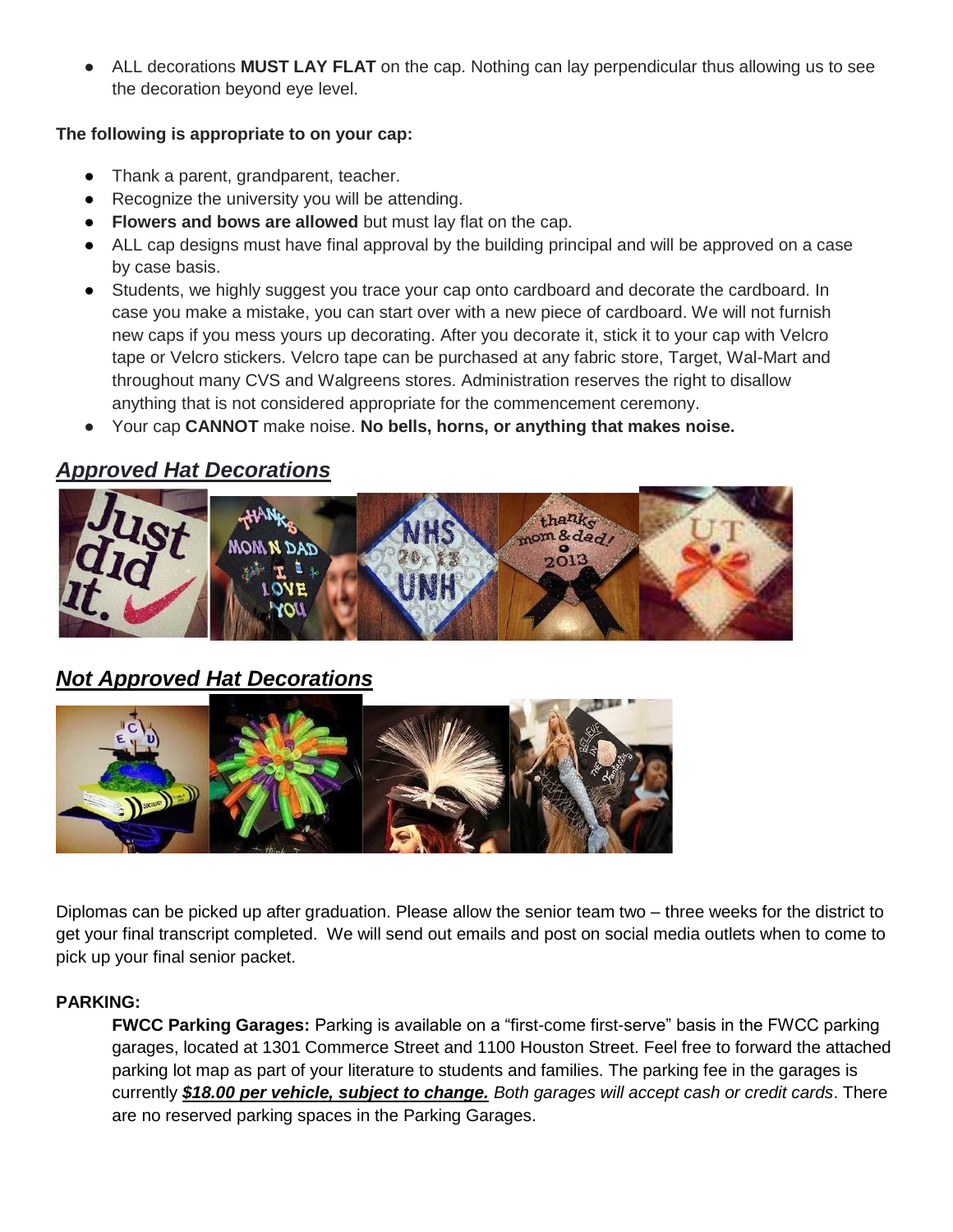- ALL decorations **MUST LAY FLAT** on the cap. Nothing can lay perpendicular thus allowing us to see the decoration beyond eye level.

**The following is appropriate to on your cap:**

- Thank a parent, grandparent, teacher.
- Recognize the university you will be attending.
- **Flowers and bows are allowed** but must lay flat on the cap.
- ALL cap designs must have final approval by the building principal and will be approved on a case by case basis.
- Students, we highly suggest you trace your cap onto cardboard and decorate the cardboard. In case you make a mistake, you can start over with a new piece of cardboard. We will not furnish new caps if you mess yours up decorating. After you decorate it, stick it to your cap with Velcro tape or Velcro stickers. Velcro tape can be purchased at any fabric store, Target, Wal-Mart and throughout many CVS and Walgreens stores. Administration reserves the right to disallow anything that is not considered appropriate for the commencement ceremony.
- Your cap **CANNOT** make noise. **No bells, horns, or anything that makes noise.**

## ***Approved Hat Decorations***

## ***Not Approved Hat Decorations***

Diplomas can be picked up after graduation. Please allow the senior team two – three weeks for the district to get your final transcript completed. We will send out emails and post on social media outlets when to come to pick up your final senior packet.

**PARKING:**

**FWCC Parking Garages:** Parking is available on a "first-come first-serve" basis in the FWCC parking garages, located at 1301 Commerce Street and 1100 Houston Street. Feel free to forward the attached parking lot map as part of your literature to students and families. The parking fee in the garages is currently ***$18.00 per vehicle, subject to change.*** *Both garages will accept cash or credit cards*. There are no reserved parking spaces in the Parking Garages.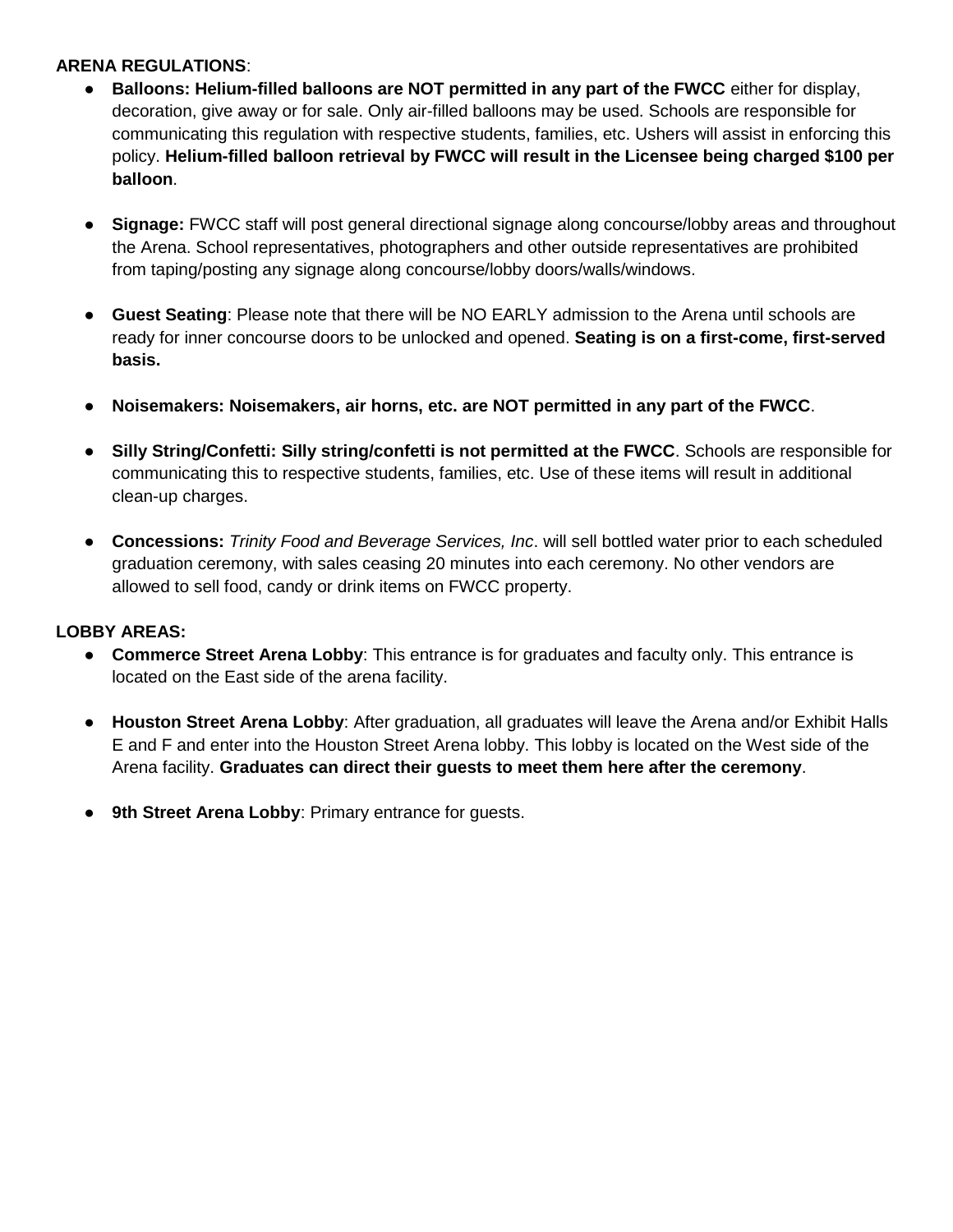**ARENA REGULATIONS**:

- **Balloons: Helium-filled balloons are NOT permitted in any part of the FWCC** either for display, decoration, give away or for sale. Only air-filled balloons may be used. Schools are responsible for communicating this regulation with respective students, families, etc. Ushers will assist in enforcing this policy. **Helium-filled balloon retrieval by FWCC will result in the Licensee being charged $100 per balloon**.

- **Signage:** FWCC staff will post general directional signage along concourse/lobby areas and throughout the Arena. School representatives, photographers and other outside representatives are prohibited from taping/posting any signage along concourse/lobby doors/walls/windows.

- **Guest Seating**: Please note that there will be NO EARLY admission to the Arena until schools are ready for inner concourse doors to be unlocked and opened. **Seating is on a first-come, first-served basis.**

- **Noisemakers: Noisemakers, air horns, etc. are NOT permitted in any part of the FWCC**.

- **Silly String/Confetti: Silly string/confetti is not permitted at the FWCC**. Schools are responsible for communicating this to respective students, families, etc. Use of these items will result in additional clean-up charges.

- **Concessions:** *Trinity Food and Beverage Services, Inc*. will sell bottled water prior to each scheduled graduation ceremony, with sales ceasing 20 minutes into each ceremony. No other vendors are allowed to sell food, candy or drink items on FWCC property.

**LOBBY AREAS:**

- **Commerce Street Arena Lobby**: This entrance is for graduates and faculty only. This entrance is located on the East side of the arena facility.

- **Houston Street Arena Lobby**: After graduation, all graduates will leave the Arena and/or Exhibit Halls E and F and enter into the Houston Street Arena lobby. This lobby is located on the West side of the Arena facility. **Graduates can direct their guests to meet them here after the ceremony**.

- **9th Street Arena Lobby**: Primary entrance for guests.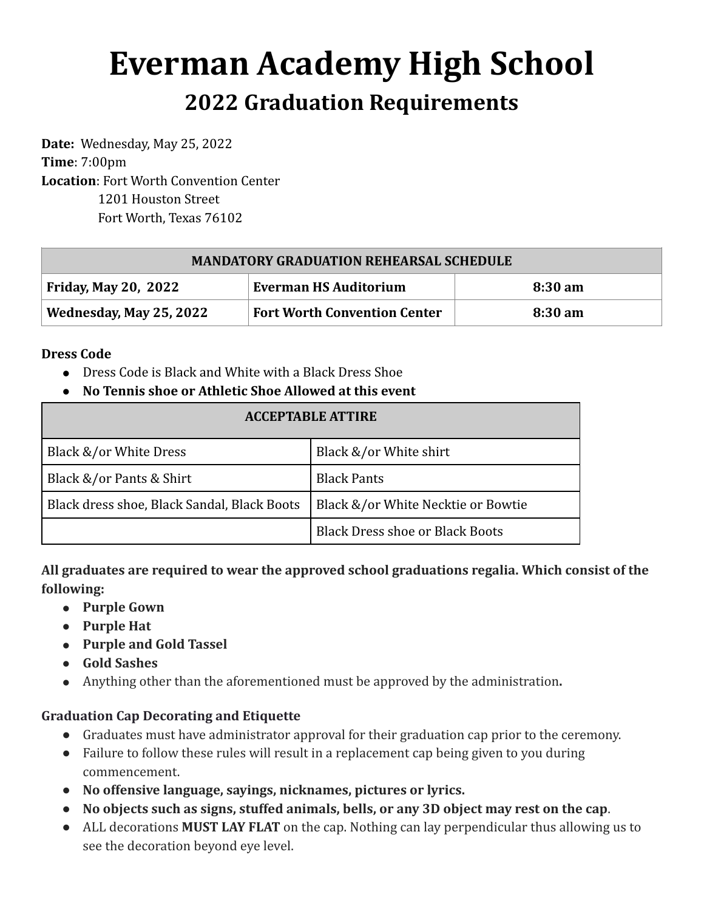# Everman Academy High School

## 2022 Graduation Requirements

**Date:** Wednesday, May 25, 2022
**Time**: 7:00pm
**Location**: Fort Worth Convention Center
1201 Houston Street
Fort Worth, Texas 76102

| MANDATORY GRADUATION REHEARSAL SCHEDULE | | |
|---|---|---|
| **Friday, May 20, 2022** | **Everman HS Auditorium** | **8:30 am** |
| **Wednesday, May 25, 2022** | **Fort Worth Convention Center** | **8:30 am** |

**Dress Code**

- Dress Code is Black and White with a Black Dress Shoe
- **No Tennis shoe or Athletic Shoe Allowed at this event**

| ACCEPTABLE ATTIRE | |
|---|---|
| Black &/or White Dress | Black &/or White shirt |
| Black &/or Pants & Shirt | Black Pants |
| Black dress shoe, Black Sandal, Black Boots | Black &/or White Necktie or Bowtie |
| | Black Dress shoe or Black Boots |

**All graduates are required to wear the approved school graduations regalia. Which consist of the following:**

- **Purple Gown**
- **Purple Hat**
- **Purple and Gold Tassel**
- **Gold Sashes**
- Anything other than the aforementioned must be approved by the administration**.**

**Graduation Cap Decorating and Etiquette**

- Graduates must have administrator approval for their graduation cap prior to the ceremony.
- Failure to follow these rules will result in a replacement cap being given to you during commencement.
- **No offensive language, sayings, nicknames, pictures or lyrics.**
- **No objects such as signs, stuffed animals, bells, or any 3D object may rest on the cap**.
- ALL decorations **MUST LAY FLAT** on the cap. Nothing can lay perpendicular thus allowing us to see the decoration beyond eye level.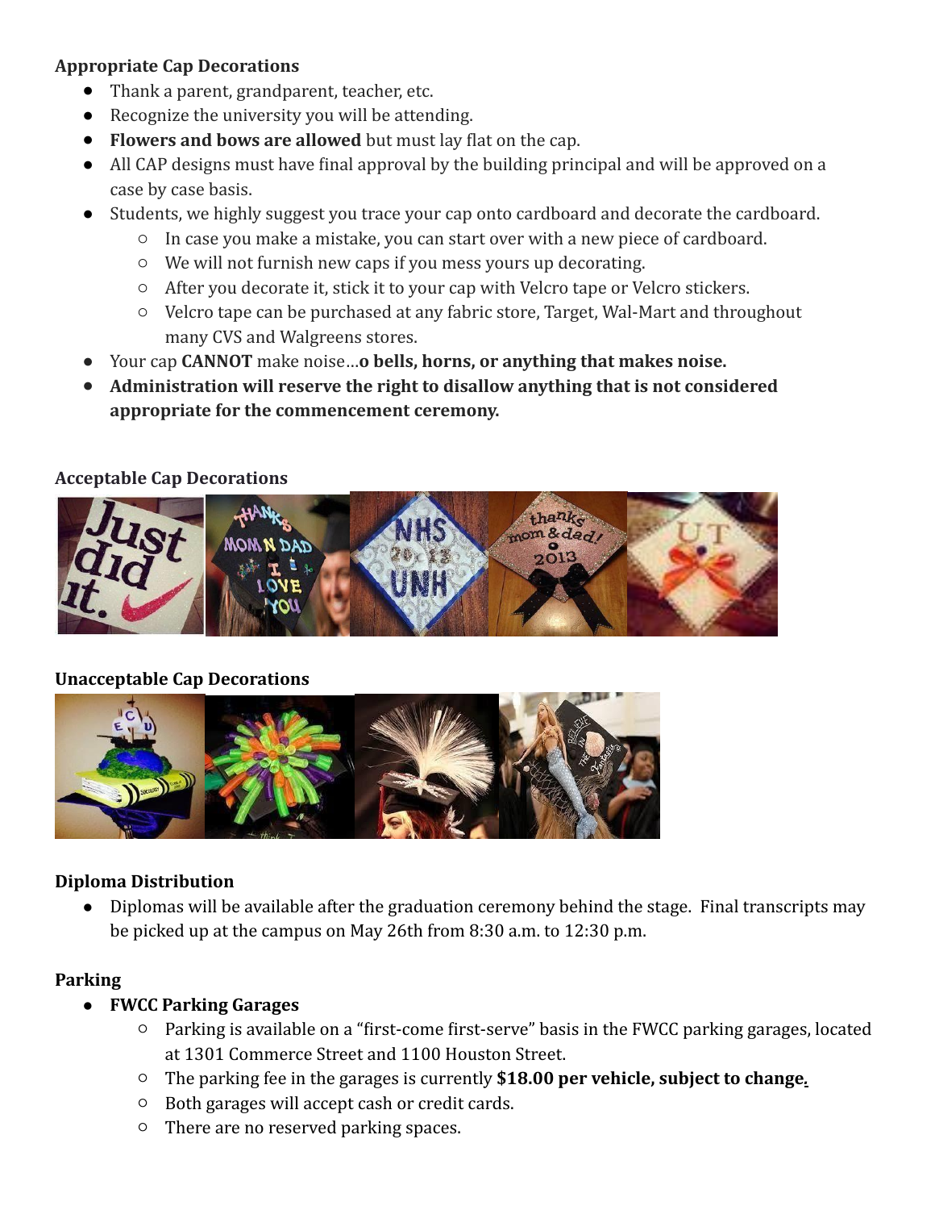**Appropriate Cap Decorations**

- Thank a parent, grandparent, teacher, etc.
- Recognize the university you will be attending.
- **Flowers and bows are allowed** but must lay flat on the cap.
- All CAP designs must have final approval by the building principal and will be approved on a case by case basis.
- Students, we highly suggest you trace your cap onto cardboard and decorate the cardboard.
  - In case you make a mistake, you can start over with a new piece of cardboard.
  - We will not furnish new caps if you mess yours up decorating.
  - After you decorate it, stick it to your cap with Velcro tape or Velcro stickers.
  - Velcro tape can be purchased at any fabric store, Target, Wal-Mart and throughout many CVS and Walgreens stores.
- Your cap **CANNOT** make noise…**o bells, horns, or anything that makes noise.**
- **Administration will reserve the right to disallow anything that is not considered appropriate for the commencement ceremony.**

**Acceptable Cap Decorations**

**Unacceptable Cap Decorations**

**Diploma Distribution**

- Diplomas will be available after the graduation ceremony behind the stage. Final transcripts may be picked up at the campus on May 26th from 8:30 a.m. to 12:30 p.m.

**Parking**

- **FWCC Parking Garages**
  - Parking is available on a "first-come first-serve" basis in the FWCC parking garages, located at 1301 Commerce Street and 1100 Houston Street.
  - The parking fee in the garages is currently **$18.00 per vehicle, subject to change.**
  - Both garages will accept cash or credit cards.
  - There are no reserved parking spaces.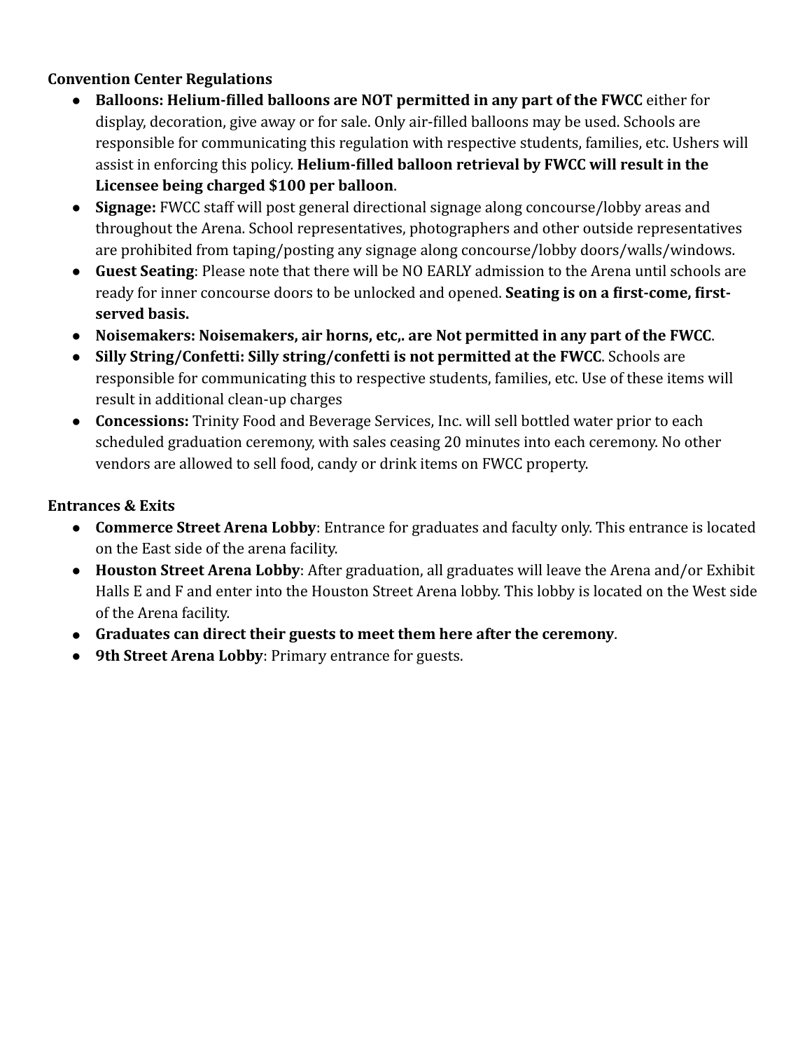**Convention Center Regulations**

- **Balloons: Helium-filled balloons are NOT permitted in any part of the FWCC** either for display, decoration, give away or for sale. Only air-filled balloons may be used. Schools are responsible for communicating this regulation with respective students, families, etc. Ushers will assist in enforcing this policy. **Helium-filled balloon retrieval by FWCC will result in the Licensee being charged $100 per balloon**.
- **Signage:** FWCC staff will post general directional signage along concourse/lobby areas and throughout the Arena. School representatives, photographers and other outside representatives are prohibited from taping/posting any signage along concourse/lobby doors/walls/windows.
- **Guest Seating**: Please note that there will be NO EARLY admission to the Arena until schools are ready for inner concourse doors to be unlocked and opened. **Seating is on a first-come, first-served basis.**
- **Noisemakers: Noisemakers, air horns, etc,. are Not permitted in any part of the FWCC**.
- **Silly String/Confetti: Silly string/confetti is not permitted at the FWCC**. Schools are responsible for communicating this to respective students, families, etc. Use of these items will result in additional clean-up charges
- **Concessions:** Trinity Food and Beverage Services, Inc. will sell bottled water prior to each scheduled graduation ceremony, with sales ceasing 20 minutes into each ceremony. No other vendors are allowed to sell food, candy or drink items on FWCC property.

**Entrances & Exits**

- **Commerce Street Arena Lobby**: Entrance for graduates and faculty only. This entrance is located on the East side of the arena facility.
- **Houston Street Arena Lobby**: After graduation, all graduates will leave the Arena and/or Exhibit Halls E and F and enter into the Houston Street Arena lobby. This lobby is located on the West side of the Arena facility.
- **Graduates can direct their guests to meet them here after the ceremony**.
- **9th Street Arena Lobby**: Primary entrance for guests.